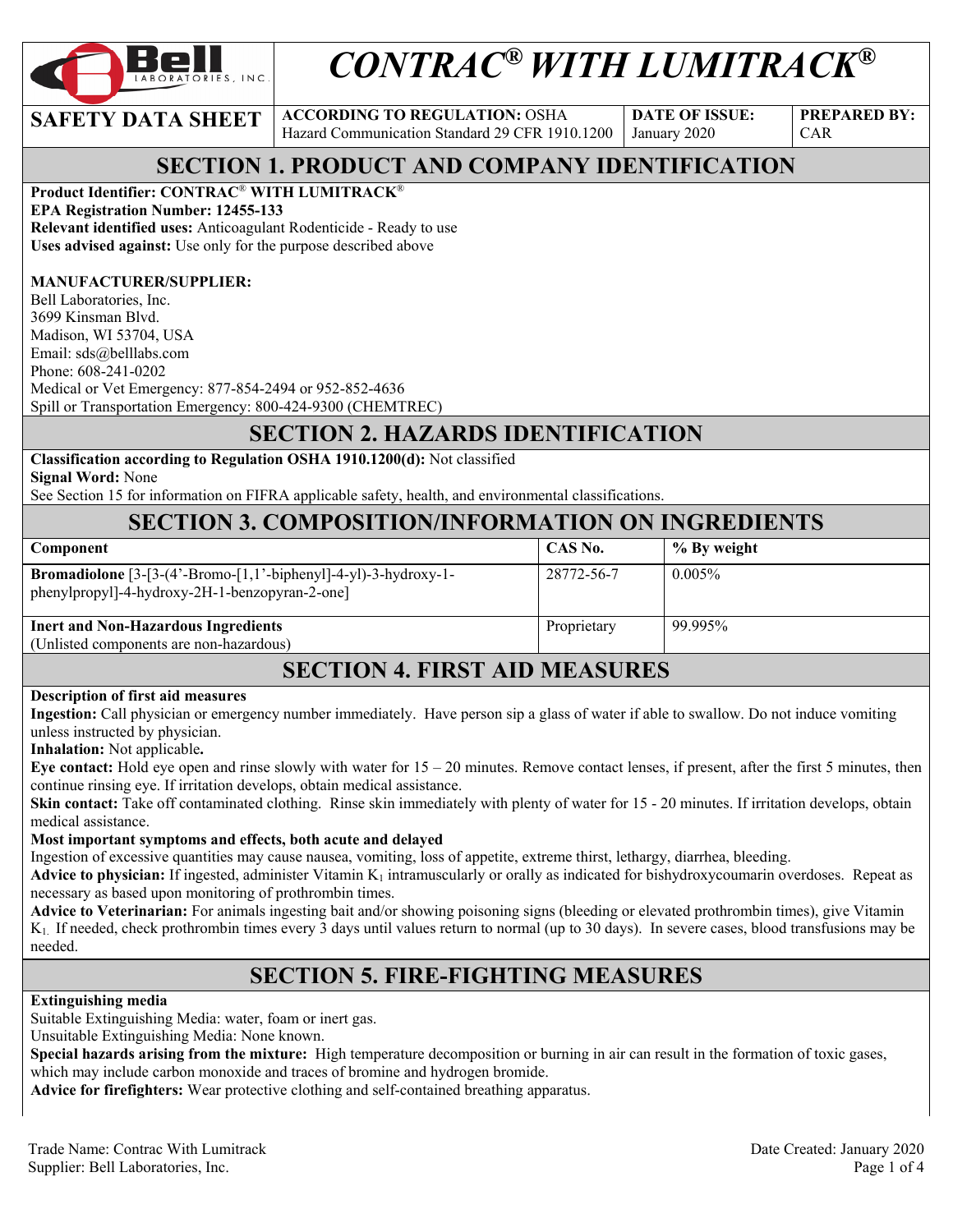# CONTRAC® WITH LUMITRACK®

| SAFETY DATA SHEET | ACCORDING TO REGULATION: OSHA Hazard Communication Standard 29 CFR 1910.1200 | DATE OF ISSUE: January 2020 | PREPARED BY: CAR |
|---|---|---|---|

## SECTION 1. PRODUCT AND COMPANY IDENTIFICATION

**Product Identifier: CONTRAC® WITH LUMITRACK®**
**EPA Registration Number: 12455-133**
**Relevant identified uses:** Anticoagulant Rodenticide - Ready to use
**Uses advised against:** Use only for the purpose described above

**MANUFACTURER/SUPPLIER:**
Bell Laboratories, Inc.
3699 Kinsman Blvd.
Madison, WI 53704, USA
Email: sds@belllabs.com
Phone: 608-241-0202
Medical or Vet Emergency: 877-854-2494 or 952-852-4636
Spill or Transportation Emergency: 800-424-9300 (CHEMTREC)

## SECTION 2. HAZARDS IDENTIFICATION

**Classification according to Regulation OSHA 1910.1200(d):** Not classified
**Signal Word:** None
See Section 15 for information on FIFRA applicable safety, health, and environmental classifications.

## SECTION 3. COMPOSITION/INFORMATION ON INGREDIENTS

| Component | CAS No. | % By weight |
|---|---|---|
| **Bromadiolone** [3-[3-(4'-Bromo-[1,1'-biphenyl]-4-yl)-3-hydroxy-1-phenylpropyl]-4-hydroxy-2H-1-benzopyran-2-one] | 28772-56-7 | 0.005% |
| **Inert and Non-Hazardous Ingredients** (Unlisted components are non-hazardous) | Proprietary | 99.995% |

## SECTION 4. FIRST AID MEASURES

**Description of first aid measures**
**Ingestion:** Call physician or emergency number immediately. Have person sip a glass of water if able to swallow. Do not induce vomiting unless instructed by physician.
**Inhalation:** Not applicable**.**
**Eye contact:** Hold eye open and rinse slowly with water for 15 – 20 minutes. Remove contact lenses, if present, after the first 5 minutes, then continue rinsing eye. If irritation develops, obtain medical assistance.
**Skin contact:** Take off contaminated clothing. Rinse skin immediately with plenty of water for 15 - 20 minutes. If irritation develops, obtain medical assistance.
**Most important symptoms and effects, both acute and delayed**
Ingestion of excessive quantities may cause nausea, vomiting, loss of appetite, extreme thirst, lethargy, diarrhea, bleeding.
**Advice to physician:** If ingested, administer Vitamin $K_1$ intramuscularly or orally as indicated for bishydroxycoumarin overdoses. Repeat as necessary as based upon monitoring of prothrombin times.
**Advice to Veterinarian:** For animals ingesting bait and/or showing poisoning signs (bleeding or elevated prothrombin times), give Vitamin $K_1$. If needed, check prothrombin times every 3 days until values return to normal (up to 30 days). In severe cases, blood transfusions may be needed.

## SECTION 5. FIRE-FIGHTING MEASURES

**Extinguishing media**
Suitable Extinguishing Media: water, foam or inert gas.
Unsuitable Extinguishing Media: None known.
**Special hazards arising from the mixture:** High temperature decomposition or burning in air can result in the formation of toxic gases, which may include carbon monoxide and traces of bromine and hydrogen bromide.
**Advice for firefighters:** Wear protective clothing and self-contained breathing apparatus.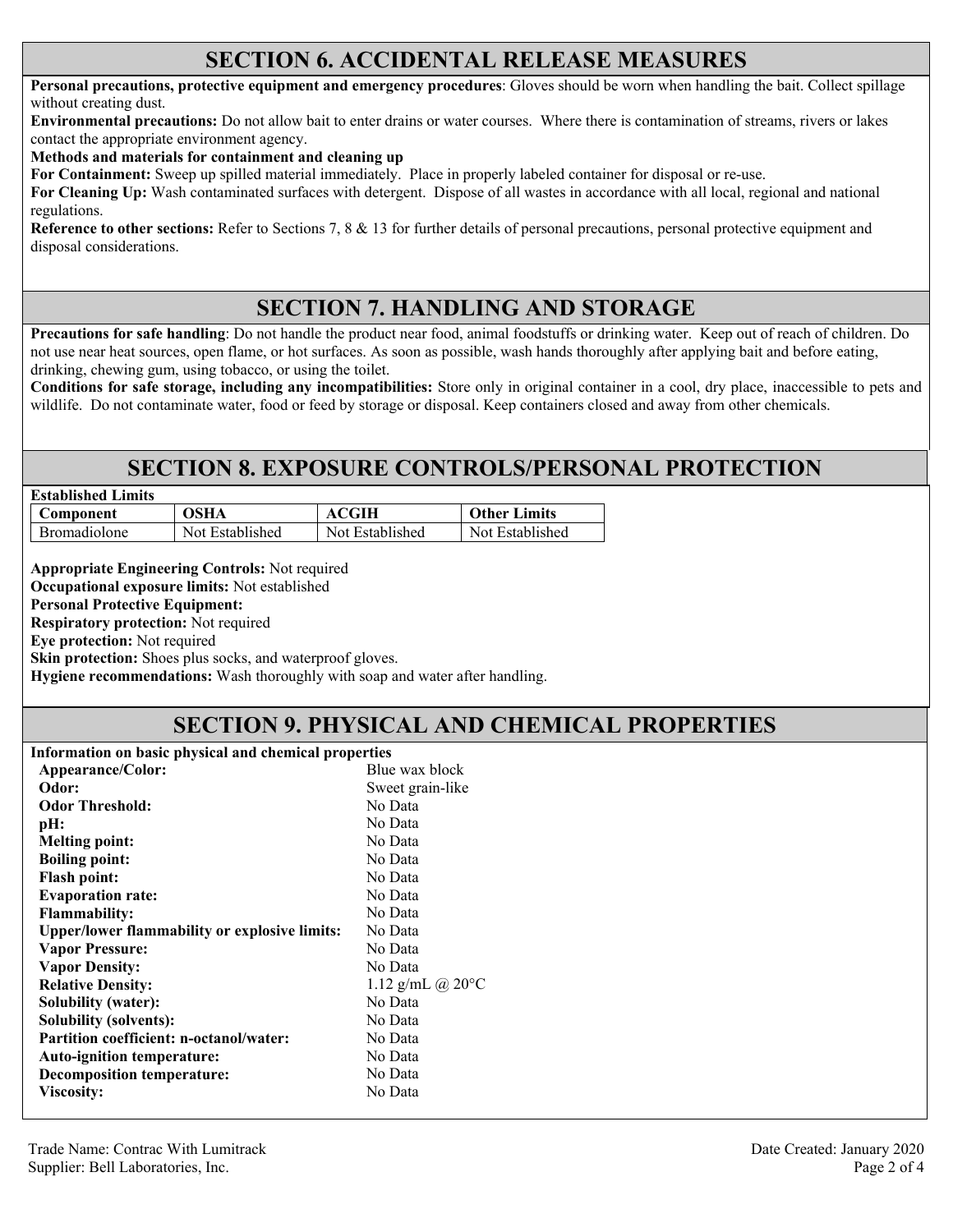## SECTION 6. ACCIDENTAL RELEASE MEASURES

**Personal precautions, protective equipment and emergency procedures**: Gloves should be worn when handling the bait. Collect spillage without creating dust.

**Environmental precautions:** Do not allow bait to enter drains or water courses. Where there is contamination of streams, rivers or lakes contact the appropriate environment agency.

**Methods and materials for containment and cleaning up**

**For Containment:** Sweep up spilled material immediately. Place in properly labeled container for disposal or re-use.

**For Cleaning Up:** Wash contaminated surfaces with detergent. Dispose of all wastes in accordance with all local, regional and national regulations.

**Reference to other sections:** Refer to Sections 7, 8 & 13 for further details of personal precautions, personal protective equipment and disposal considerations.

## SECTION 7. HANDLING AND STORAGE

**Precautions for safe handling**: Do not handle the product near food, animal foodstuffs or drinking water. Keep out of reach of children. Do not use near heat sources, open flame, or hot surfaces. As soon as possible, wash hands thoroughly after applying bait and before eating, drinking, chewing gum, using tobacco, or using the toilet.

**Conditions for safe storage, including any incompatibilities:** Store only in original container in a cool, dry place, inaccessible to pets and wildlife. Do not contaminate water, food or feed by storage or disposal. Keep containers closed and away from other chemicals.

## SECTION 8. EXPOSURE CONTROLS/PERSONAL PROTECTION

**Established Limits**

| Component | OSHA | ACGIH | Other Limits |
|---|---|---|---|
| Bromadiolone | Not Established | Not Established | Not Established |

**Appropriate Engineering Controls:** Not required

**Occupational exposure limits:** Not established

**Personal Protective Equipment:**

**Respiratory protection:** Not required

**Eye protection:** Not required

**Skin protection:** Shoes plus socks, and waterproof gloves.

**Hygiene recommendations:** Wash thoroughly with soap and water after handling.

## SECTION 9. PHYSICAL AND CHEMICAL PROPERTIES

**Information on basic physical and chemical properties**

| | |
|---|---|
| **Appearance/Color:** | Blue wax block |
| **Odor:** | Sweet grain-like |
| **Odor Threshold:** | No Data |
| **pH:** | No Data |
| **Melting point:** | No Data |
| **Boiling point:** | No Data |
| **Flash point:** | No Data |
| **Evaporation rate:** | No Data |
| **Flammability:** | No Data |
| **Upper/lower flammability or explosive limits:** | No Data |
| **Vapor Pressure:** | No Data |
| **Vapor Density:** | No Data |
| **Relative Density:** | 1.12 g/mL @ 20°C |
| **Solubility (water):** | No Data |
| **Solubility (solvents):** | No Data |
| **Partition coefficient: n-octanol/water:** | No Data |
| **Auto-ignition temperature:** | No Data |
| **Decomposition temperature:** | No Data |
| **Viscosity:** | No Data |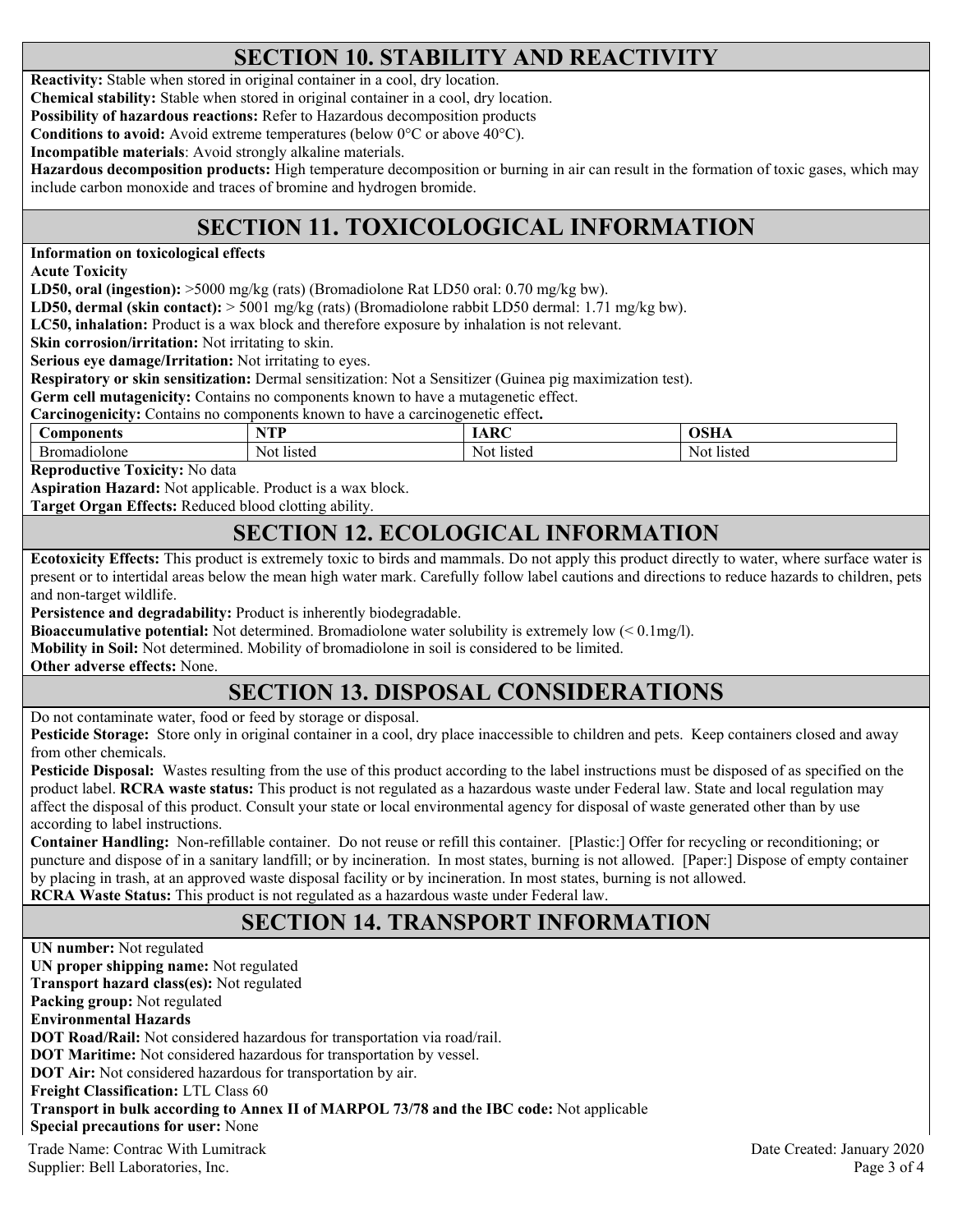## SECTION 10. STABILITY AND REACTIVITY

**Reactivity:** Stable when stored in original container in a cool, dry location.
**Chemical stability:** Stable when stored in original container in a cool, dry location.
**Possibility of hazardous reactions:** Refer to Hazardous decomposition products
**Conditions to avoid:** Avoid extreme temperatures (below 0°C or above 40°C).
**Incompatible materials**: Avoid strongly alkaline materials.
**Hazardous decomposition products:** High temperature decomposition or burning in air can result in the formation of toxic gases, which may include carbon monoxide and traces of bromine and hydrogen bromide.

## SECTION 11. TOXICOLOGICAL INFORMATION

**Information on toxicological effects**
**Acute Toxicity**
**LD50, oral (ingestion):** >5000 mg/kg (rats) (Bromadiolone Rat LD50 oral: 0.70 mg/kg bw).
**LD50, dermal (skin contact):** > 5001 mg/kg (rats) (Bromadiolone rabbit LD50 dermal: 1.71 mg/kg bw).
**LC50, inhalation:** Product is a wax block and therefore exposure by inhalation is not relevant.
**Skin corrosion/irritation:** Not irritating to skin.
**Serious eye damage/Irritation:** Not irritating to eyes.
**Respiratory or skin sensitization:** Dermal sensitization: Not a Sensitizer (Guinea pig maximization test).
**Germ cell mutagenicity:** Contains no components known to have a mutagenetic effect.
**Carcinogenicity:** Contains no components known to have a carcinogenetic effect**.**

| Components | NTP | IARC | OSHA |
|---|---|---|---|
| Bromadiolone | Not listed | Not listed | Not listed |

**Reproductive Toxicity:** No data
**Aspiration Hazard:** Not applicable. Product is a wax block.
**Target Organ Effects:** Reduced blood clotting ability.

## SECTION 12. ECOLOGICAL INFORMATION

**Ecotoxicity Effects:** This product is extremely toxic to birds and mammals. Do not apply this product directly to water, where surface water is present or to intertidal areas below the mean high water mark. Carefully follow label cautions and directions to reduce hazards to children, pets and non-target wildlife.
**Persistence and degradability:** Product is inherently biodegradable.
**Bioaccumulative potential:** Not determined. Bromadiolone water solubility is extremely low (< 0.1mg/l).
**Mobility in Soil:** Not determined. Mobility of bromadiolone in soil is considered to be limited.
**Other adverse effects:** None.

## SECTION 13. DISPOSAL CONSIDERATIONS

Do not contaminate water, food or feed by storage or disposal.
**Pesticide Storage:** Store only in original container in a cool, dry place inaccessible to children and pets. Keep containers closed and away from other chemicals.
**Pesticide Disposal:** Wastes resulting from the use of this product according to the label instructions must be disposed of as specified on the product label. **RCRA waste status:** This product is not regulated as a hazardous waste under Federal law. State and local regulation may affect the disposal of this product. Consult your state or local environmental agency for disposal of waste generated other than by use according to label instructions.
**Container Handling:** Non-refillable container. Do not reuse or refill this container. [Plastic:] Offer for recycling or reconditioning; or puncture and dispose of in a sanitary landfill; or by incineration. In most states, burning is not allowed. [Paper:] Dispose of empty container by placing in trash, at an approved waste disposal facility or by incineration. In most states, burning is not allowed.
**RCRA Waste Status:** This product is not regulated as a hazardous waste under Federal law.

## SECTION 14. TRANSPORT INFORMATION

**UN number:** Not regulated
**UN proper shipping name:** Not regulated
**Transport hazard class(es):** Not regulated
**Packing group:** Not regulated
**Environmental Hazards**
**DOT Road/Rail:** Not considered hazardous for transportation via road/rail.
**DOT Maritime:** Not considered hazardous for transportation by vessel.
**DOT Air:** Not considered hazardous for transportation by air.
**Freight Classification:** LTL Class 60
**Transport in bulk according to Annex II of MARPOL 73/78 and the IBC code:** Not applicable
**Special precautions for user:** None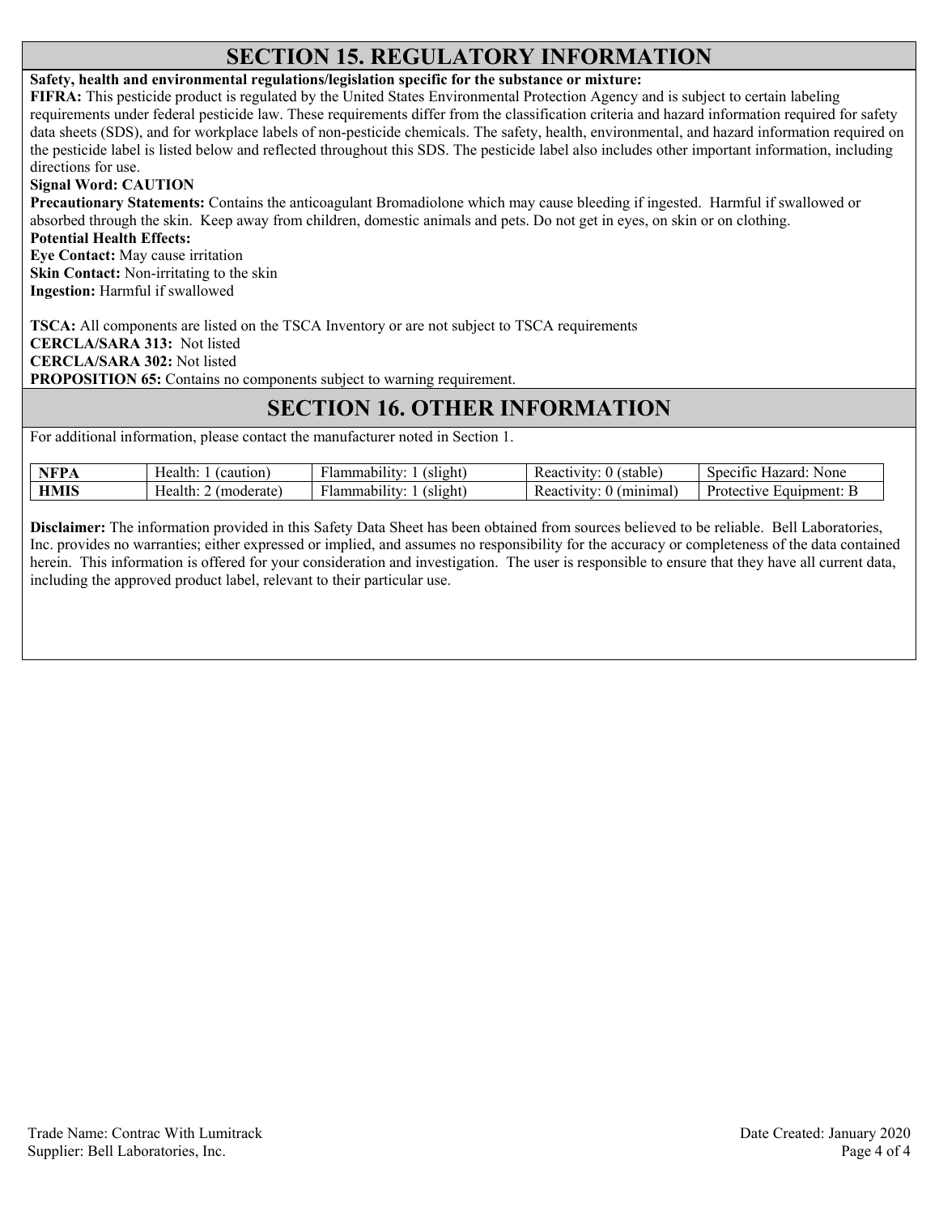## SECTION 15. REGULATORY INFORMATION

**Safety, health and environmental regulations/legislation specific for the substance or mixture:**

**FIFRA:** This pesticide product is regulated by the United States Environmental Protection Agency and is subject to certain labeling requirements under federal pesticide law. These requirements differ from the classification criteria and hazard information required for safety data sheets (SDS), and for workplace labels of non-pesticide chemicals. The safety, health, environmental, and hazard information required on the pesticide label is listed below and reflected throughout this SDS. The pesticide label also includes other important information, including directions for use.

**Signal Word: CAUTION**

**Precautionary Statements:** Contains the anticoagulant Bromadiolone which may cause bleeding if ingested. Harmful if swallowed or absorbed through the skin. Keep away from children, domestic animals and pets. Do not get in eyes, on skin or on clothing.

**Potential Health Effects:**

**Eye Contact:** May cause irritation

**Skin Contact:** Non-irritating to the skin

**Ingestion:** Harmful if swallowed

**TSCA:** All components are listed on the TSCA Inventory or are not subject to TSCA requirements

**CERCLA/SARA 313:** Not listed

**CERCLA/SARA 302:** Not listed

**PROPOSITION 65:** Contains no components subject to warning requirement.

## SECTION 16. OTHER INFORMATION

For additional information, please contact the manufacturer noted in Section 1.

| | | | | |
|---|---|---|---|---|
| **NFPA** | Health: 1 (caution) | Flammability: 1 (slight) | Reactivity: 0 (stable) | Specific Hazard: None |
| **HMIS** | Health: 2 (moderate) | Flammability: 1 (slight) | Reactivity: 0 (minimal) | Protective Equipment: B |

**Disclaimer:** The information provided in this Safety Data Sheet has been obtained from sources believed to be reliable. Bell Laboratories, Inc. provides no warranties; either expressed or implied, and assumes no responsibility for the accuracy or completeness of the data contained herein. This information is offered for your consideration and investigation. The user is responsible to ensure that they have all current data, including the approved product label, relevant to their particular use.